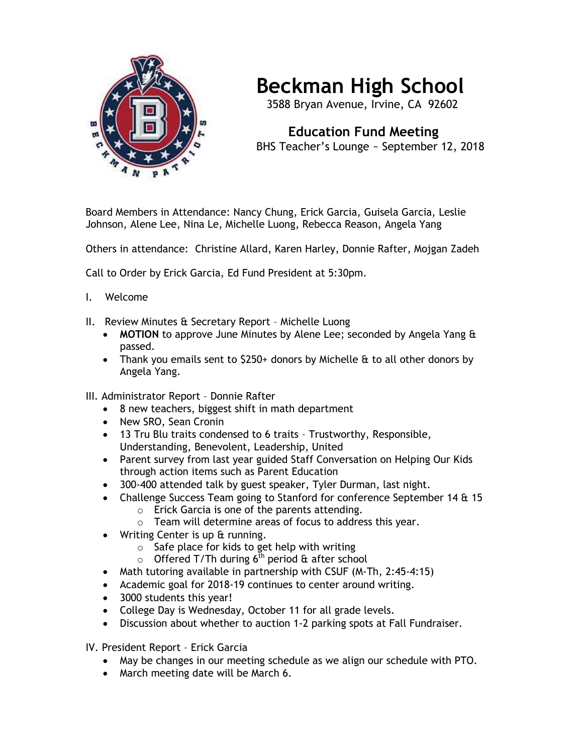# Beckman High School

3588 Bryan Avenue, Irvine, CA 92602

## Education Fund Meeting

BHS Teacher's Lounge ~ September 12, 2018

Board Members in Attendance: Nancy Chung, Erick Garcia, Guisela Garcia, Leslie Johnson, Alene Lee, Nina Le, Michelle Luong, Rebecca Reason, Angela Yang

Others in attendance: Christine Allard, Karen Harley, Donnie Rafter, Mojgan Zadeh

Call to Order by Erick Garcia, Ed Fund President at 5:30pm.

I. Welcome

II. Review Minutes & Secretary Report – Michelle Luong

- **MOTION** to approve June Minutes by Alene Lee; seconded by Angela Yang & passed.
- Thank you emails sent to $250+ donors by Michelle & to all other donors by Angela Yang.

III. Administrator Report – Donnie Rafter

- 8 new teachers, biggest shift in math department
- New SRO, Sean Cronin
- 13 Tru Blu traits condensed to 6 traits – Trustworthy, Responsible, Understanding, Benevolent, Leadership, United
- Parent survey from last year guided Staff Conversation on Helping Our Kids through action items such as Parent Education
- 300-400 attended talk by guest speaker, Tyler Durman, last night.
- Challenge Success Team going to Stanford for conference September 14 & 15
  - Erick Garcia is one of the parents attending.
  - Team will determine areas of focus to address this year.
- Writing Center is up & running.
  - Safe place for kids to get help with writing
  - Offered T/Th during 6th period & after school
- Math tutoring available in partnership with CSUF (M-Th, 2:45-4:15)
- Academic goal for 2018-19 continues to center around writing.
- 3000 students this year!
- College Day is Wednesday, October 11 for all grade levels.
- Discussion about whether to auction 1-2 parking spots at Fall Fundraiser.

IV. President Report – Erick Garcia

- May be changes in our meeting schedule as we align our schedule with PTO.
- March meeting date will be March 6.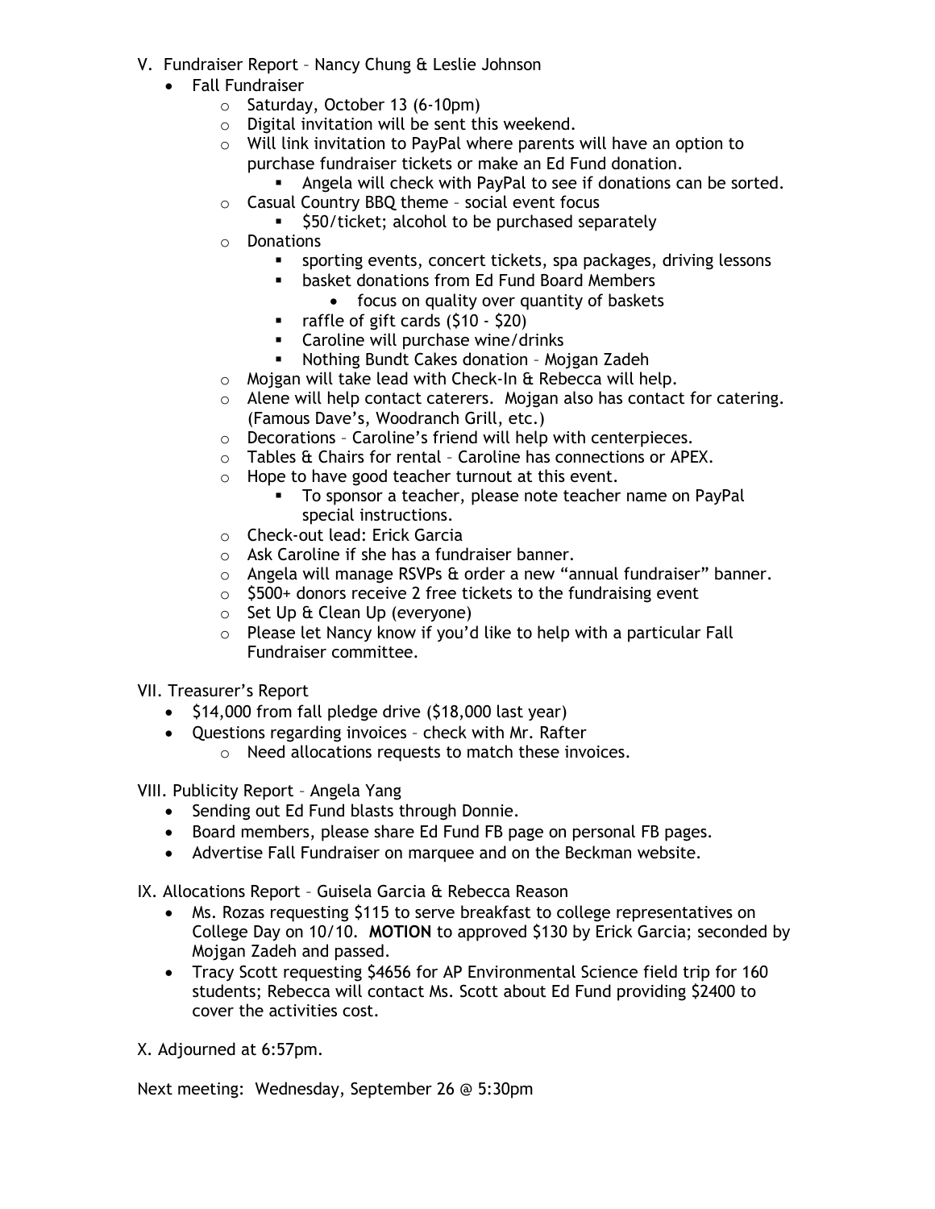V. Fundraiser Report – Nancy Chung & Leslie Johnson

- Fall Fundraiser
  - Saturday, October 13 (6-10pm)
  - Digital invitation will be sent this weekend.
  - Will link invitation to PayPal where parents will have an option to purchase fundraiser tickets or make an Ed Fund donation.
    - Angela will check with PayPal to see if donations can be sorted.
  - Casual Country BBQ theme – social event focus
    - $50/ticket; alcohol to be purchased separately
  - Donations
    - sporting events, concert tickets, spa packages, driving lessons
    - basket donations from Ed Fund Board Members
      - focus on quality over quantity of baskets
    - raffle of gift cards ($10 - $20)
    - Caroline will purchase wine/drinks
    - Nothing Bundt Cakes donation – Mojgan Zadeh
  - Mojgan will take lead with Check-In & Rebecca will help.
  - Alene will help contact caterers. Mojgan also has contact for catering. (Famous Dave's, Woodranch Grill, etc.)
  - Decorations – Caroline's friend will help with centerpieces.
  - Tables & Chairs for rental – Caroline has connections or APEX.
  - Hope to have good teacher turnout at this event.
    - To sponsor a teacher, please note teacher name on PayPal special instructions.
  - Check-out lead: Erick Garcia
  - Ask Caroline if she has a fundraiser banner.
  - Angela will manage RSVPs & order a new "annual fundraiser" banner.
  - $500+ donors receive 2 free tickets to the fundraising event
  - Set Up & Clean Up (everyone)
  - Please let Nancy know if you'd like to help with a particular Fall Fundraiser committee.

VII. Treasurer's Report

- $14,000 from fall pledge drive ($18,000 last year)
- Questions regarding invoices – check with Mr. Rafter
  - Need allocations requests to match these invoices.

VIII. Publicity Report – Angela Yang

- Sending out Ed Fund blasts through Donnie.
- Board members, please share Ed Fund FB page on personal FB pages.
- Advertise Fall Fundraiser on marquee and on the Beckman website.

IX. Allocations Report – Guisela Garcia & Rebecca Reason

- Ms. Rozas requesting $115 to serve breakfast to college representatives on College Day on 10/10. **MOTION** to approved $130 by Erick Garcia; seconded by Mojgan Zadeh and passed.
- Tracy Scott requesting $4656 for AP Environmental Science field trip for 160 students; Rebecca will contact Ms. Scott about Ed Fund providing $2400 to cover the activities cost.

X. Adjourned at 6:57pm.

Next meeting: Wednesday, September 26 @ 5:30pm